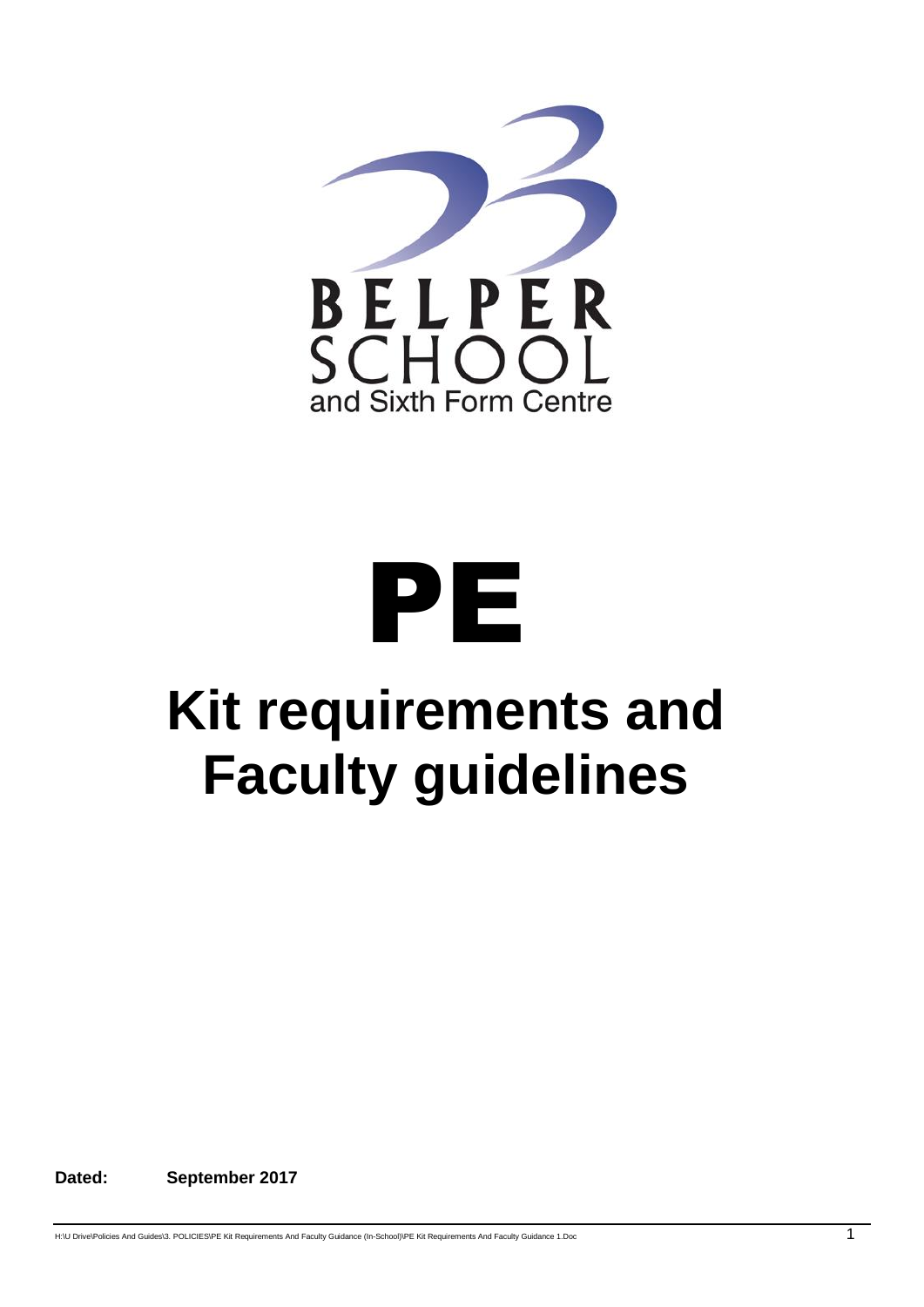BELPER SCHOOL
and Sixth Form Centre

# PE

# Kit requirements and Faculty guidelines

**Dated: September 2017**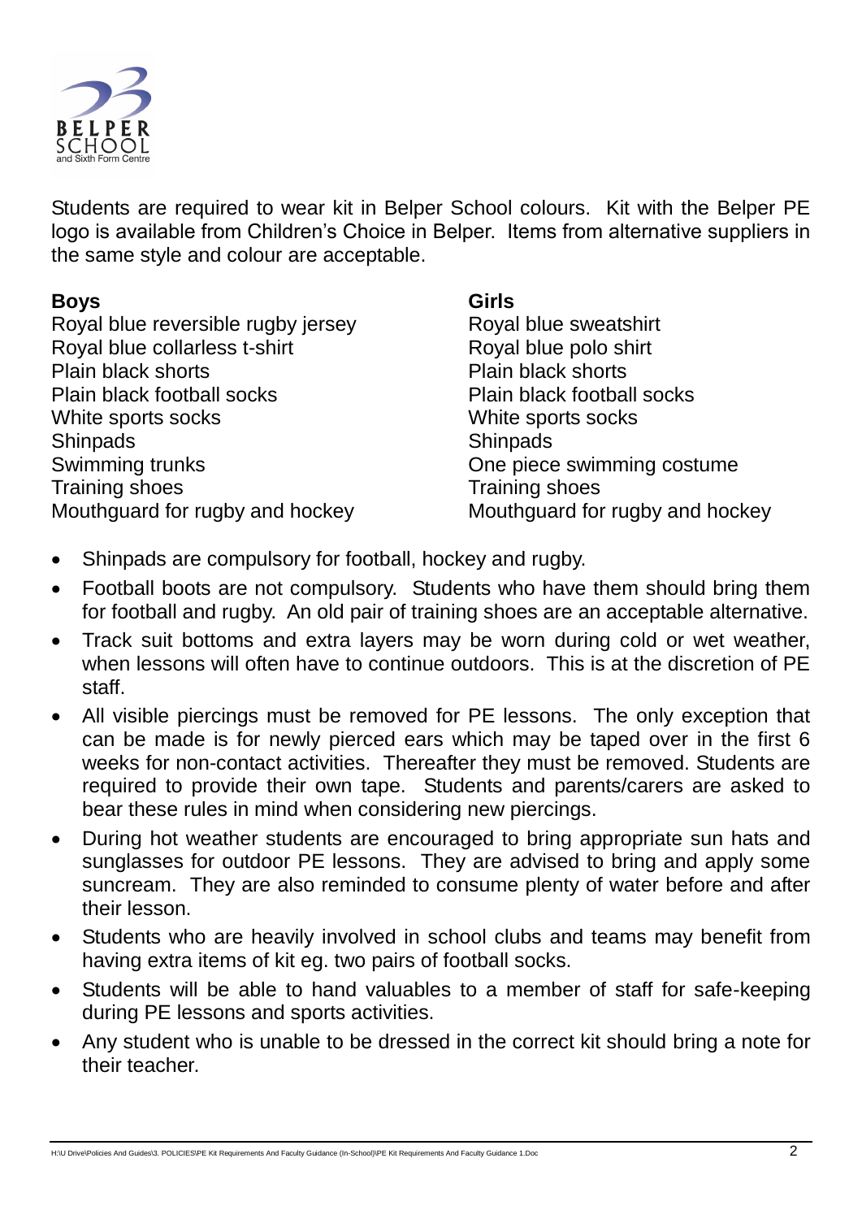Students are required to wear kit in Belper School colours. Kit with the Belper PE logo is available from Children's Choice in Belper. Items from alternative suppliers in the same style and colour are acceptable.

**Boys**

Royal blue reversible rugby jersey
Royal blue collarless t-shirt
Plain black shorts
Plain black football socks
White sports socks
Shinpads
Swimming trunks
Training shoes
Mouthguard for rugby and hockey

**Girls**

Royal blue sweatshirt
Royal blue polo shirt
Plain black shorts
Plain black football socks
White sports socks
Shinpads
One piece swimming costume
Training shoes
Mouthguard for rugby and hockey

- Shinpads are compulsory for football, hockey and rugby.
- Football boots are not compulsory. Students who have them should bring them for football and rugby. An old pair of training shoes are an acceptable alternative.
- Track suit bottoms and extra layers may be worn during cold or wet weather, when lessons will often have to continue outdoors. This is at the discretion of PE staff.
- All visible piercings must be removed for PE lessons. The only exception that can be made is for newly pierced ears which may be taped over in the first 6 weeks for non-contact activities. Thereafter they must be removed. Students are required to provide their own tape. Students and parents/carers are asked to bear these rules in mind when considering new piercings.
- During hot weather students are encouraged to bring appropriate sun hats and sunglasses for outdoor PE lessons. They are advised to bring and apply some suncream. They are also reminded to consume plenty of water before and after their lesson.
- Students who are heavily involved in school clubs and teams may benefit from having extra items of kit eg. two pairs of football socks.
- Students will be able to hand valuables to a member of staff for safe-keeping during PE lessons and sports activities.
- Any student who is unable to be dressed in the correct kit should bring a note for their teacher.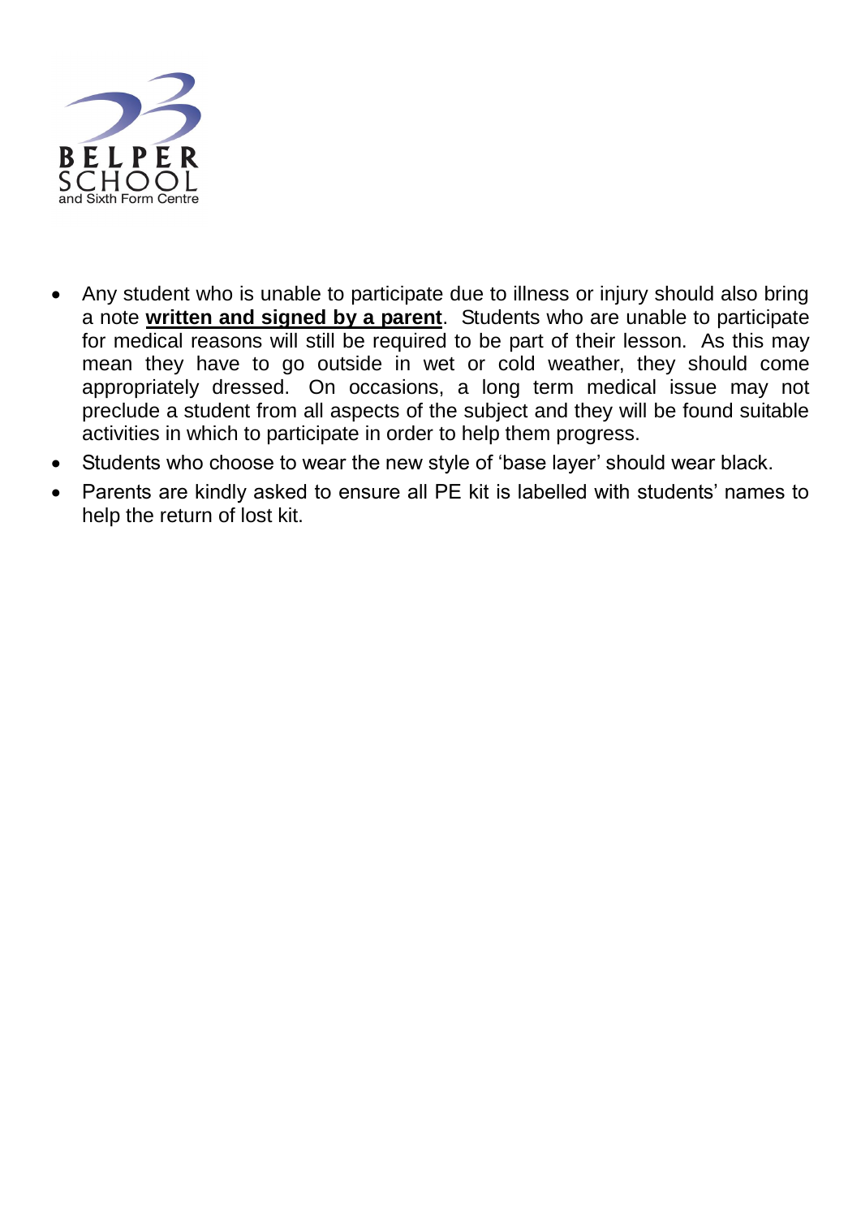- Any student who is unable to participate due to illness or injury should also bring a note **written and signed by a parent**. Students who are unable to participate for medical reasons will still be required to be part of their lesson. As this may mean they have to go outside in wet or cold weather, they should come appropriately dressed. On occasions, a long term medical issue may not preclude a student from all aspects of the subject and they will be found suitable activities in which to participate in order to help them progress.
- Students who choose to wear the new style of 'base layer' should wear black.
- Parents are kindly asked to ensure all PE kit is labelled with students' names to help the return of lost kit.